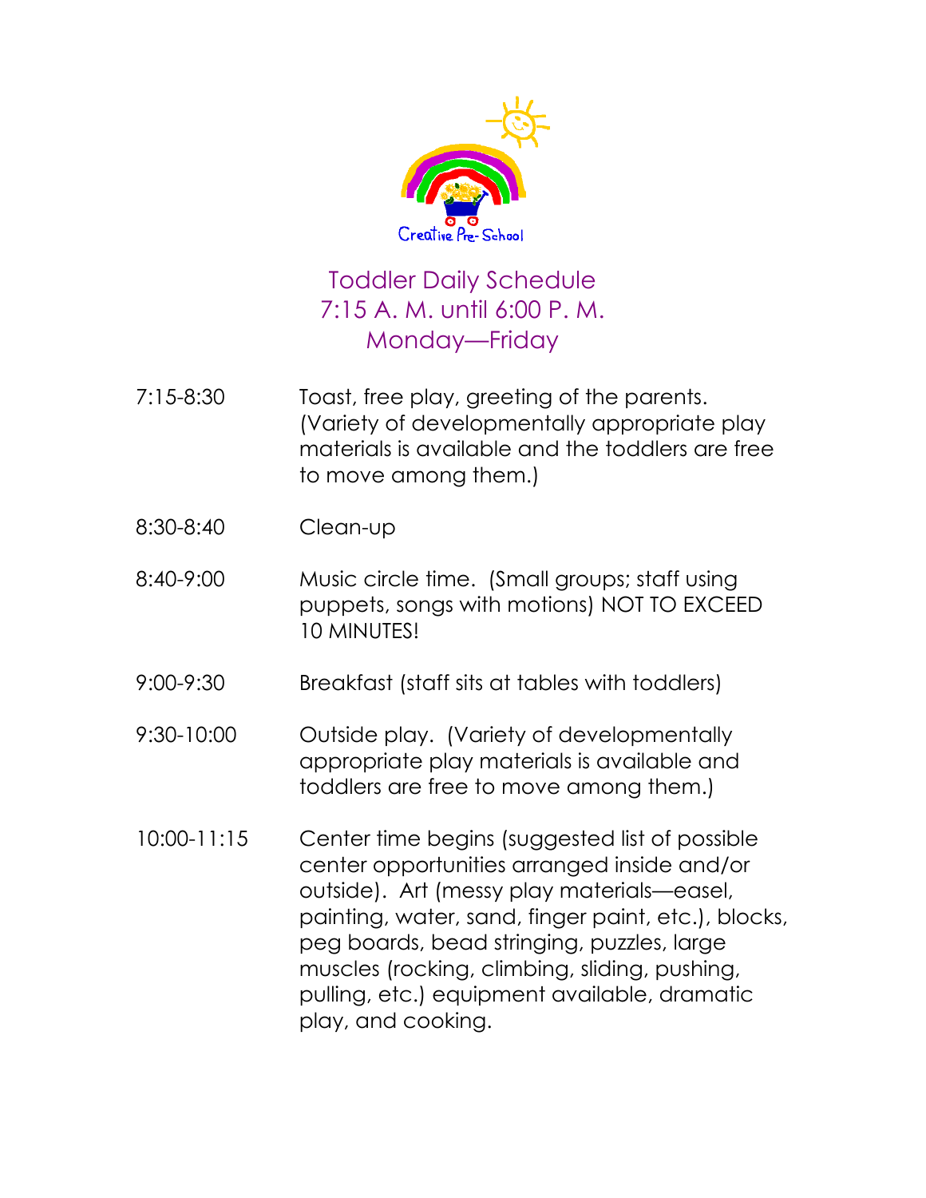Creative Pre-School

# Toddler Daily Schedule
## 7:15 A. M. until 6:00 P. M.
## Monday—Friday

| | |
|---|---|
| 7:15-8:30 | Toast, free play, greeting of the parents. (Variety of developmentally appropriate play materials is available and the toddlers are free to move among them.) |
| 8:30-8:40 | Clean-up |
| 8:40-9:00 | Music circle time. (Small groups; staff using puppets, songs with motions) NOT TO EXCEED 10 MINUTES! |
| 9:00-9:30 | Breakfast (staff sits at tables with toddlers) |
| 9:30-10:00 | Outside play. (Variety of developmentally appropriate play materials is available and toddlers are free to move among them.) |
| 10:00-11:15 | Center time begins (suggested list of possible center opportunities arranged inside and/or outside). Art (messy play materials—easel, painting, water, sand, finger paint, etc.), blocks, peg boards, bead stringing, puzzles, large muscles (rocking, climbing, sliding, pushing, pulling, etc.) equipment available, dramatic play, and cooking. |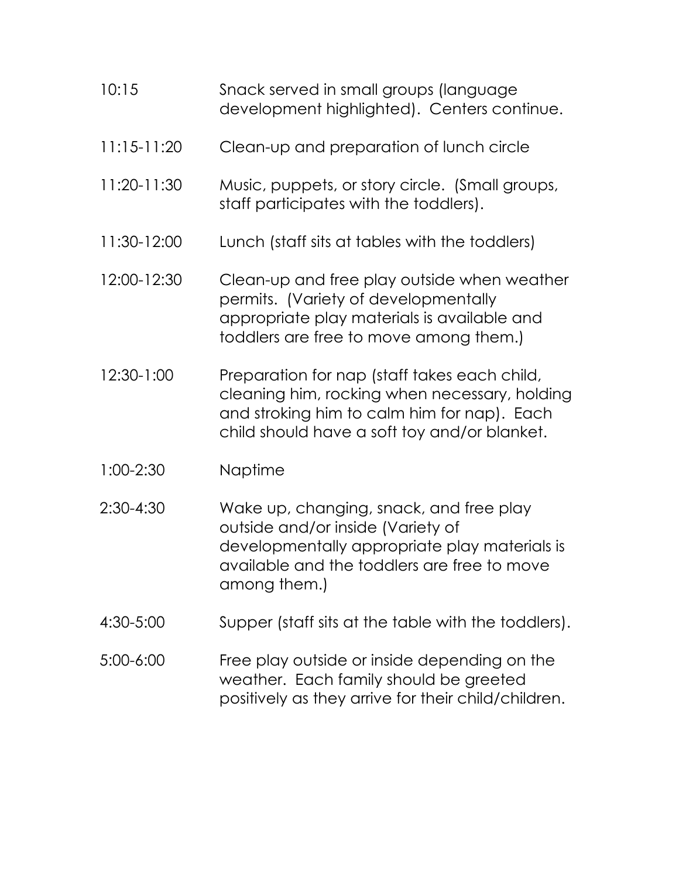| | |
|---|---|
| 10:15 | Snack served in small groups (language development highlighted). Centers continue. |
| 11:15-11:20 | Clean-up and preparation of lunch circle |
| 11:20-11:30 | Music, puppets, or story circle. (Small groups, staff participates with the toddlers). |
| 11:30-12:00 | Lunch (staff sits at tables with the toddlers) |
| 12:00-12:30 | Clean-up and free play outside when weather permits. (Variety of developmentally appropriate play materials is available and toddlers are free to move among them.) |
| 12:30-1:00 | Preparation for nap (staff takes each child, cleaning him, rocking when necessary, holding and stroking him to calm him for nap). Each child should have a soft toy and/or blanket. |
| 1:00-2:30 | Naptime |
| 2:30-4:30 | Wake up, changing, snack, and free play outside and/or inside (Variety of developmentally appropriate play materials is available and the toddlers are free to move among them.) |
| 4:30-5:00 | Supper (staff sits at the table with the toddlers). |
| 5:00-6:00 | Free play outside or inside depending on the weather. Each family should be greeted positively as they arrive for their child/children. |